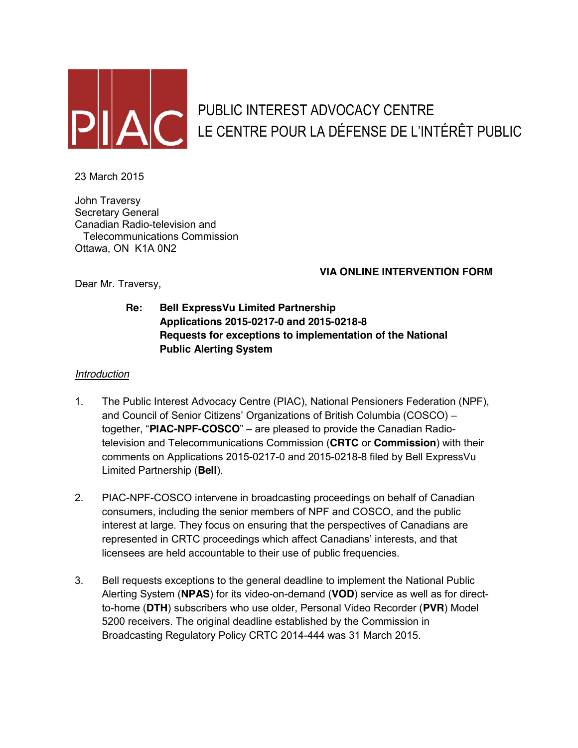# PUBLIC INTEREST ADVOCACY CENTRE
# LE CENTRE POUR LA DÉFENSE DE L'INTÉRÊT PUBLIC

23 March 2015

John Traversy
Secretary General
Canadian Radio-television and
Telecommunications Commission
Ottawa, ON K1A 0N2

**VIA ONLINE INTERVENTION FORM**

Dear Mr. Traversy,

**Re: Bell ExpressVu Limited Partnership**
**Applications 2015-0217-0 and 2015-0218-8**
**Requests for exceptions to implementation of the National Public Alerting System**

*Introduction*

1. The Public Interest Advocacy Centre (PIAC), National Pensioners Federation (NPF), and Council of Senior Citizens' Organizations of British Columbia (COSCO) – together, "**PIAC-NPF-COSCO**" – are pleased to provide the Canadian Radio-television and Telecommunications Commission (**CRTC** or **Commission**) with their comments on Applications 2015-0217-0 and 2015-0218-8 filed by Bell ExpressVu Limited Partnership (**Bell**).

2. PIAC-NPF-COSCO intervene in broadcasting proceedings on behalf of Canadian consumers, including the senior members of NPF and COSCO, and the public interest at large. They focus on ensuring that the perspectives of Canadians are represented in CRTC proceedings which affect Canadians' interests, and that licensees are held accountable to their use of public frequencies.

3. Bell requests exceptions to the general deadline to implement the National Public Alerting System (**NPAS**) for its video-on-demand (**VOD**) service as well as for direct-to-home (**DTH**) subscribers who use older, Personal Video Recorder (**PVR**) Model 5200 receivers. The original deadline established by the Commission in Broadcasting Regulatory Policy CRTC 2014-444 was 31 March 2015.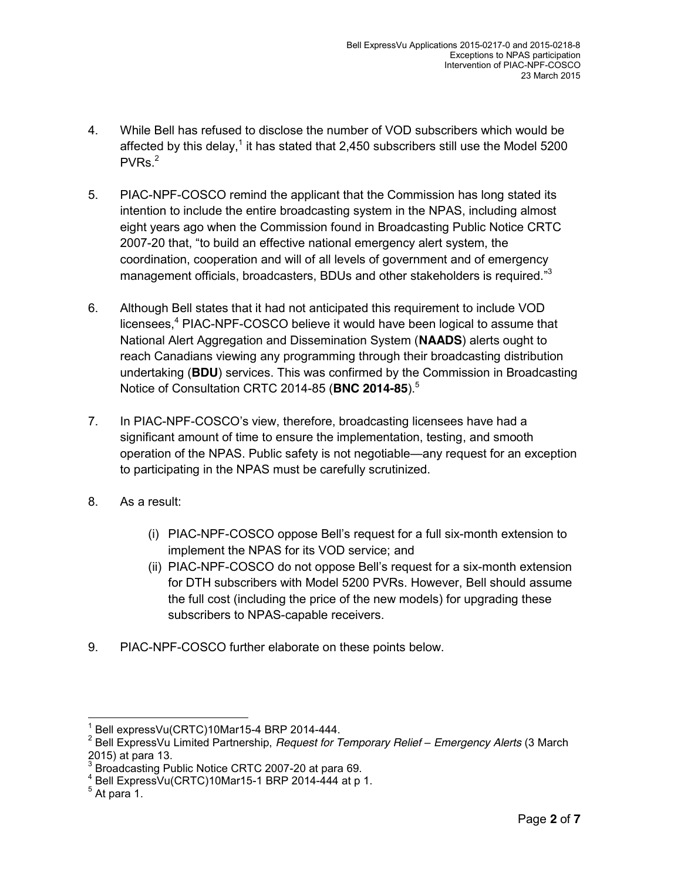4. While Bell has refused to disclose the number of VOD subscribers which would be affected by this delay,[1] it has stated that 2,450 subscribers still use the Model 5200 PVRs.[2]

5. PIAC-NPF-COSCO remind the applicant that the Commission has long stated its intention to include the entire broadcasting system in the NPAS, including almost eight years ago when the Commission found in Broadcasting Public Notice CRTC 2007-20 that, "to build an effective national emergency alert system, the coordination, cooperation and will of all levels of government and of emergency management officials, broadcasters, BDUs and other stakeholders is required."[3]

6. Although Bell states that it had not anticipated this requirement to include VOD licensees,[4] PIAC-NPF-COSCO believe it would have been logical to assume that National Alert Aggregation and Dissemination System (**NAADS**) alerts ought to reach Canadians viewing any programming through their broadcasting distribution undertaking (**BDU**) services. This was confirmed by the Commission in Broadcasting Notice of Consultation CRTC 2014-85 (**BNC 2014-85**).[5]

7. In PIAC-NPF-COSCO's view, therefore, broadcasting licensees have had a significant amount of time to ensure the implementation, testing, and smooth operation of the NPAS. Public safety is not negotiable—any request for an exception to participating in the NPAS must be carefully scrutinized.

8. As a result:

   (i) PIAC-NPF-COSCO oppose Bell's request for a full six-month extension to implement the NPAS for its VOD service; and

   (ii) PIAC-NPF-COSCO do not oppose Bell's request for a six-month extension for DTH subscribers with Model 5200 PVRs. However, Bell should assume the full cost (including the price of the new models) for upgrading these subscribers to NPAS-capable receivers.

9. PIAC-NPF-COSCO further elaborate on these points below.

---

[1] Bell expressVu(CRTC)10Mar15-4 BRP 2014-444.

[2] Bell ExpressVu Limited Partnership, *Request for Temporary Relief – Emergency Alerts* (3 March 2015) at para 13.

[3] Broadcasting Public Notice CRTC 2007-20 at para 69.

[4] Bell ExpressVu(CRTC)10Mar15-1 BRP 2014-444 at p 1.

[5] At para 1.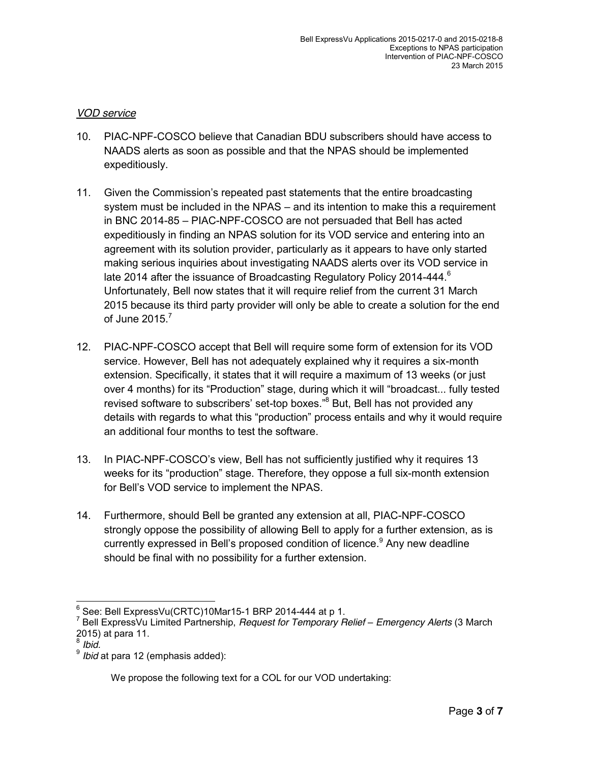*VOD service*

10. PIAC-NPF-COSCO believe that Canadian BDU subscribers should have access to NAADS alerts as soon as possible and that the NPAS should be implemented expeditiously.

11. Given the Commission's repeated past statements that the entire broadcasting system must be included in the NPAS – and its intention to make this a requirement in BNC 2014-85 – PIAC-NPF-COSCO are not persuaded that Bell has acted expeditiously in finding an NPAS solution for its VOD service and entering into an agreement with its solution provider, particularly as it appears to have only started making serious inquiries about investigating NAADS alerts over its VOD service in late 2014 after the issuance of Broadcasting Regulatory Policy 2014-444.[6] Unfortunately, Bell now states that it will require relief from the current 31 March 2015 because its third party provider will only be able to create a solution for the end of June 2015.[7]

12. PIAC-NPF-COSCO accept that Bell will require some form of extension for its VOD service. However, Bell has not adequately explained why it requires a six-month extension. Specifically, it states that it will require a maximum of 13 weeks (or just over 4 months) for its "Production" stage, during which it will "broadcast... fully tested revised software to subscribers' set-top boxes."[8] But, Bell has not provided any details with regards to what this "production" process entails and why it would require an additional four months to test the software.

13. In PIAC-NPF-COSCO's view, Bell has not sufficiently justified why it requires 13 weeks for its "production" stage. Therefore, they oppose a full six-month extension for Bell's VOD service to implement the NPAS.

14. Furthermore, should Bell be granted any extension at all, PIAC-NPF-COSCO strongly oppose the possibility of allowing Bell to apply for a further extension, as is currently expressed in Bell's proposed condition of licence.[9] Any new deadline should be final with no possibility for a further extension.

---

[6] See: Bell ExpressVu(CRTC)10Mar15-1 BRP 2014-444 at p 1.

[7] Bell ExpressVu Limited Partnership, *Request for Temporary Relief – Emergency Alerts* (3 March 2015) at para 11.

[8] *Ibid.*

[9] *Ibid* at para 12 (emphasis added):

> We propose the following text for a COL for our VOD undertaking: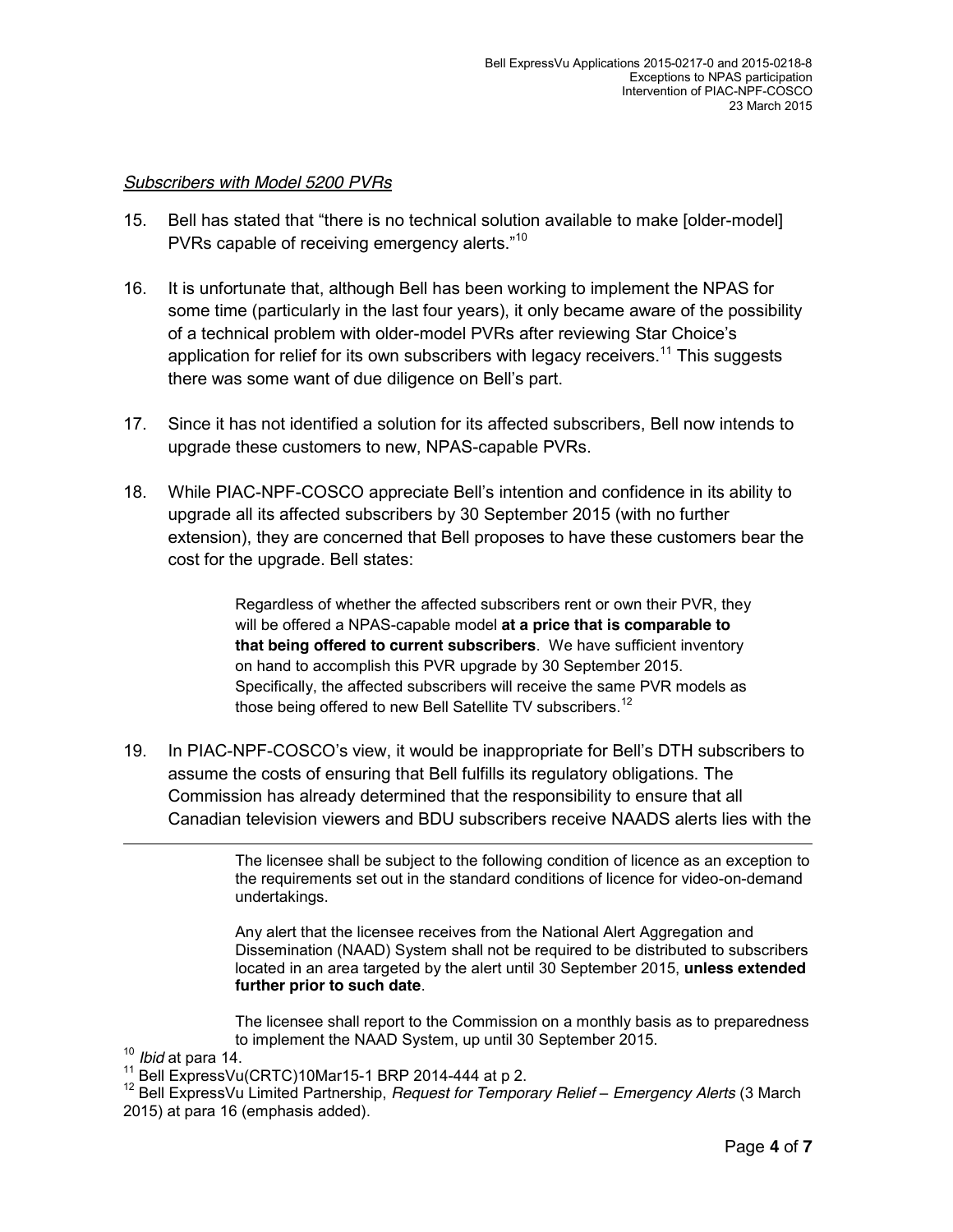*Subscribers with Model 5200 PVRs*

15. Bell has stated that "there is no technical solution available to make [older-model] PVRs capable of receiving emergency alerts."[10]

16. It is unfortunate that, although Bell has been working to implement the NPAS for some time (particularly in the last four years), it only became aware of the possibility of a technical problem with older-model PVRs after reviewing Star Choice's application for relief for its own subscribers with legacy receivers.[11] This suggests there was some want of due diligence on Bell's part.

17. Since it has not identified a solution for its affected subscribers, Bell now intends to upgrade these customers to new, NPAS-capable PVRs.

18. While PIAC-NPF-COSCO appreciate Bell's intention and confidence in its ability to upgrade all its affected subscribers by 30 September 2015 (with no further extension), they are concerned that Bell proposes to have these customers bear the cost for the upgrade. Bell states:

> Regardless of whether the affected subscribers rent or own their PVR, they will be offered a NPAS-capable model **at a price that is comparable to that being offered to current subscribers**. We have sufficient inventory on hand to accomplish this PVR upgrade by 30 September 2015. Specifically, the affected subscribers will receive the same PVR models as those being offered to new Bell Satellite TV subscribers.[12]

19. In PIAC-NPF-COSCO's view, it would be inappropriate for Bell's DTH subscribers to assume the costs of ensuring that Bell fulfills its regulatory obligations. The Commission has already determined that the responsibility to ensure that all Canadian television viewers and BDU subscribers receive NAADS alerts lies with the

---

> The licensee shall be subject to the following condition of licence as an exception to the requirements set out in the standard conditions of licence for video-on-demand undertakings.
>
> Any alert that the licensee receives from the National Alert Aggregation and Dissemination (NAAD) System shall not be required to be distributed to subscribers located in an area targeted by the alert until 30 September 2015, **unless extended further prior to such date**.
>
> The licensee shall report to the Commission on a monthly basis as to preparedness to implement the NAAD System, up until 30 September 2015.

[10] *Ibid* at para 14.

[11] Bell ExpressVu(CRTC)10Mar15-1 BRP 2014-444 at p 2.

[12] Bell ExpressVu Limited Partnership, *Request for Temporary Relief – Emergency Alerts* (3 March 2015) at para 16 (emphasis added).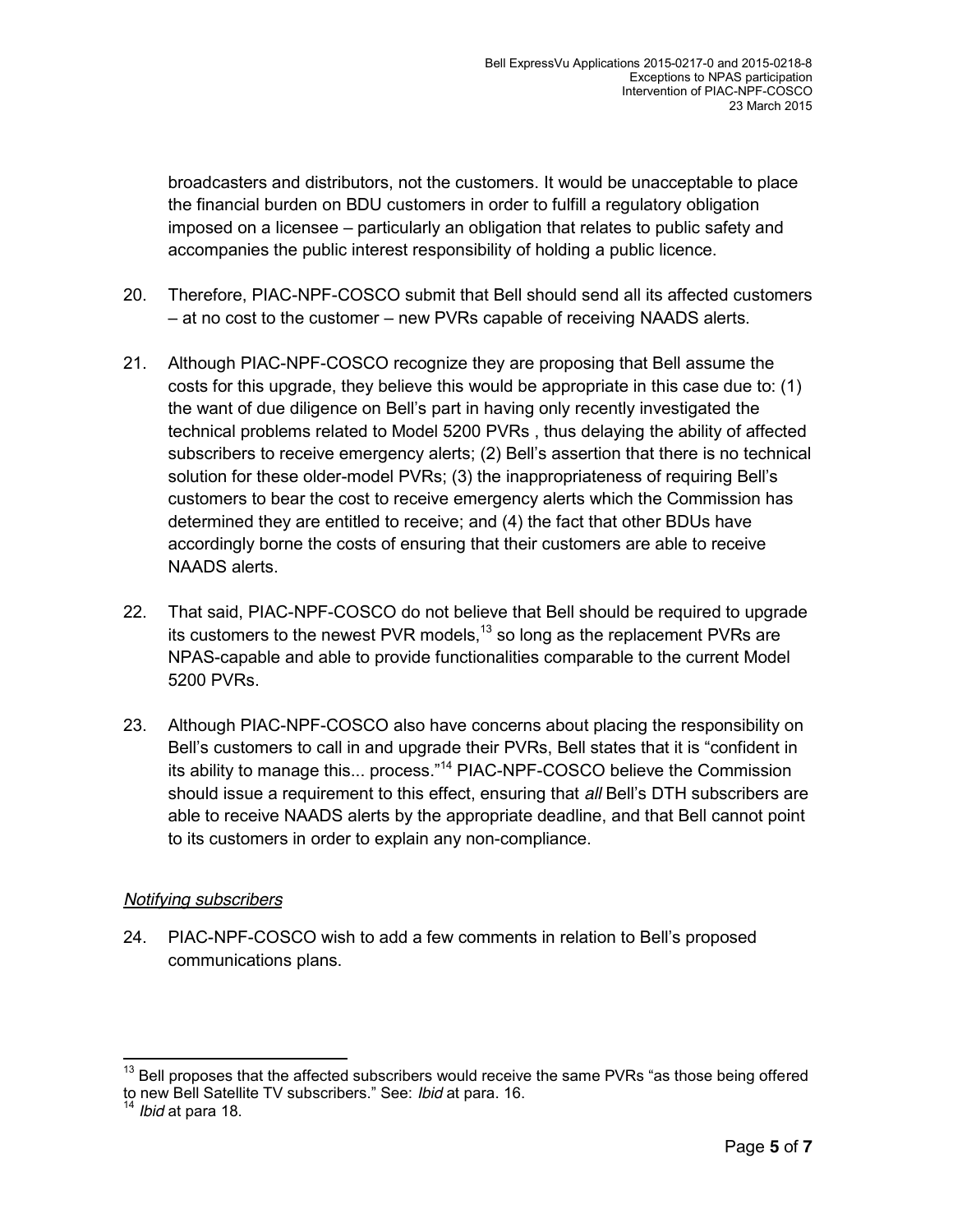broadcasters and distributors, not the customers. It would be unacceptable to place the financial burden on BDU customers in order to fulfill a regulatory obligation imposed on a licensee – particularly an obligation that relates to public safety and accompanies the public interest responsibility of holding a public licence.

20. Therefore, PIAC-NPF-COSCO submit that Bell should send all its affected customers – at no cost to the customer – new PVRs capable of receiving NAADS alerts.

21. Although PIAC-NPF-COSCO recognize they are proposing that Bell assume the costs for this upgrade, they believe this would be appropriate in this case due to: (1) the want of due diligence on Bell's part in having only recently investigated the technical problems related to Model 5200 PVRs , thus delaying the ability of affected subscribers to receive emergency alerts; (2) Bell's assertion that there is no technical solution for these older-model PVRs; (3) the inappropriateness of requiring Bell's customers to bear the cost to receive emergency alerts which the Commission has determined they are entitled to receive; and (4) the fact that other BDUs have accordingly borne the costs of ensuring that their customers are able to receive NAADS alerts.

22. That said, PIAC-NPF-COSCO do not believe that Bell should be required to upgrade its customers to the newest PVR models,[13] so long as the replacement PVRs are NPAS-capable and able to provide functionalities comparable to the current Model 5200 PVRs.

23. Although PIAC-NPF-COSCO also have concerns about placing the responsibility on Bell's customers to call in and upgrade their PVRs, Bell states that it is "confident in its ability to manage this... process."[14] PIAC-NPF-COSCO believe the Commission should issue a requirement to this effect, ensuring that *all* Bell's DTH subscribers are able to receive NAADS alerts by the appropriate deadline, and that Bell cannot point to its customers in order to explain any non-compliance.

*Notifying subscribers*

24. PIAC-NPF-COSCO wish to add a few comments in relation to Bell's proposed communications plans.

---

[13] Bell proposes that the affected subscribers would receive the same PVRs "as those being offered to new Bell Satellite TV subscribers." See: *Ibid* at para. 16.

[14] *Ibid* at para 18.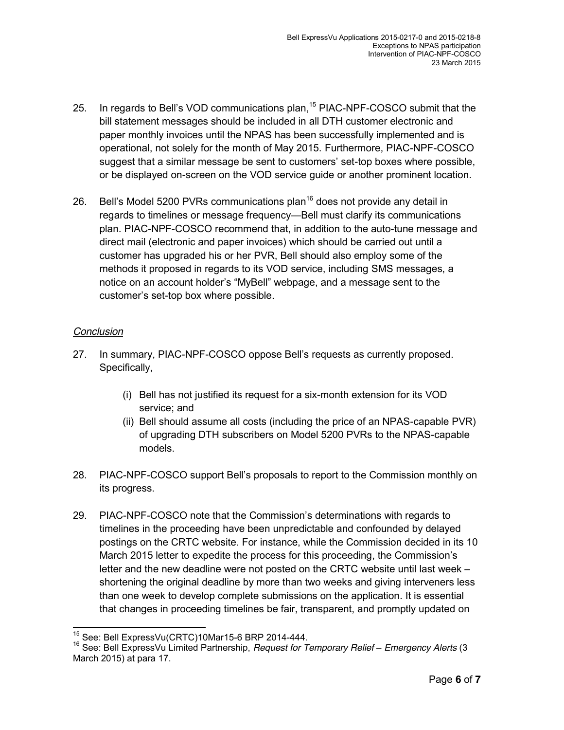25. In regards to Bell's VOD communications plan,[15] PIAC-NPF-COSCO submit that the bill statement messages should be included in all DTH customer electronic and paper monthly invoices until the NPAS has been successfully implemented and is operational, not solely for the month of May 2015. Furthermore, PIAC-NPF-COSCO suggest that a similar message be sent to customers' set-top boxes where possible, or be displayed on-screen on the VOD service guide or another prominent location.

26. Bell's Model 5200 PVRs communications plan[16] does not provide any detail in regards to timelines or message frequency—Bell must clarify its communications plan. PIAC-NPF-COSCO recommend that, in addition to the auto-tune message and direct mail (electronic and paper invoices) which should be carried out until a customer has upgraded his or her PVR, Bell should also employ some of the methods it proposed in regards to its VOD service, including SMS messages, a notice on an account holder's "MyBell" webpage, and a message sent to the customer's set-top box where possible.

*Conclusion*

27. In summary, PIAC-NPF-COSCO oppose Bell's requests as currently proposed. Specifically,

    (i) Bell has not justified its request for a six-month extension for its VOD service; and
    (ii) Bell should assume all costs (including the price of an NPAS-capable PVR) of upgrading DTH subscribers on Model 5200 PVRs to the NPAS-capable models.

28. PIAC-NPF-COSCO support Bell's proposals to report to the Commission monthly on its progress.

29. PIAC-NPF-COSCO note that the Commission's determinations with regards to timelines in the proceeding have been unpredictable and confounded by delayed postings on the CRTC website. For instance, while the Commission decided in its 10 March 2015 letter to expedite the process for this proceeding, the Commission's letter and the new deadline were not posted on the CRTC website until last week – shortening the original deadline by more than two weeks and giving interveners less than one week to develop complete submissions on the application. It is essential that changes in proceeding timelines be fair, transparent, and promptly updated on

---

[15] See: Bell ExpressVu(CRTC)10Mar15-6 BRP 2014-444.

[16] See: Bell ExpressVu Limited Partnership, *Request for Temporary Relief – Emergency Alerts* (3 March 2015) at para 17.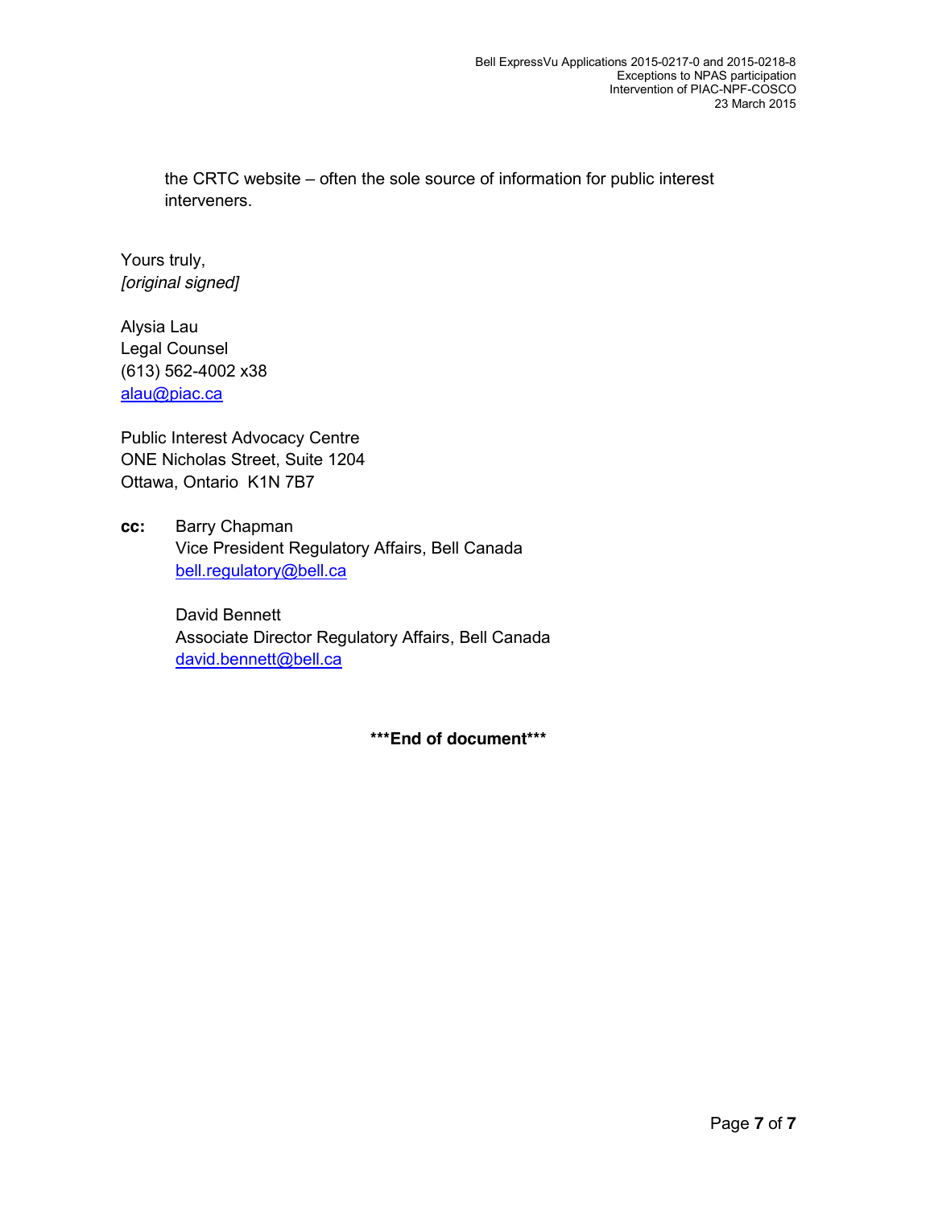the CRTC website – often the sole source of information for public interest interveners.

Yours truly,
*[original signed]*

Alysia Lau
Legal Counsel
(613) 562-4002 x38
alau@piac.ca

Public Interest Advocacy Centre
ONE Nicholas Street, Suite 1204
Ottawa, Ontario K1N 7B7

**cc:** Barry Chapman
Vice President Regulatory Affairs, Bell Canada
bell.regulatory@bell.ca

David Bennett
Associate Director Regulatory Affairs, Bell Canada
david.bennett@bell.ca

**\*\*\*End of document\*\*\***